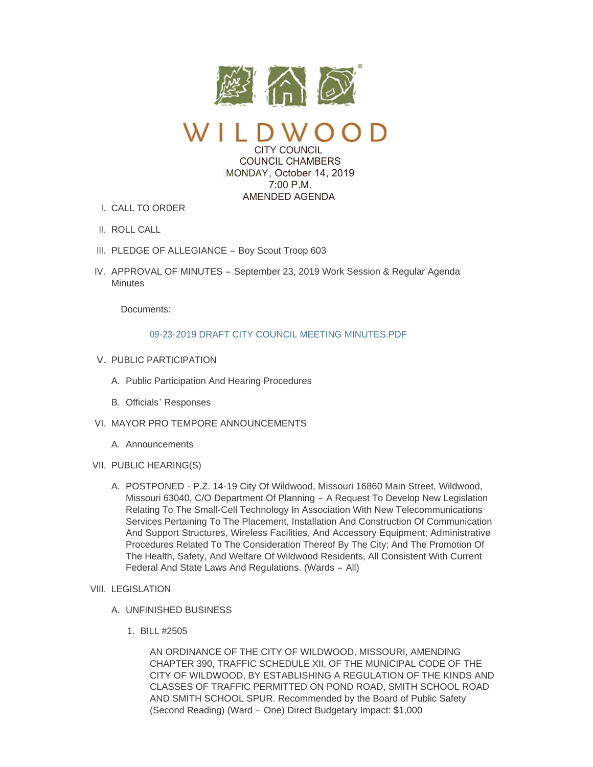# WILDWOOD

CITY COUNCIL
COUNCIL CHAMBERS
MONDAY, October 14, 2019
7:00 P.M.
AMENDED AGENDA

I. CALL TO ORDER

II. ROLL CALL

III. PLEDGE OF ALLEGIANCE – Boy Scout Troop 603

IV. APPROVAL OF MINUTES – September 23, 2019 Work Session & Regular Agenda Minutes

Documents:

09-23-2019 DRAFT CITY COUNCIL MEETING MINUTES.PDF

V. PUBLIC PARTICIPATION

A. Public Participation And Hearing Procedures

B. Officials' Responses

VI. MAYOR PRO TEMPORE ANNOUNCEMENTS

A. Announcements

VII. PUBLIC HEARING(S)

A. POSTPONED - P.Z. 14-19 City Of Wildwood, Missouri 16860 Main Street, Wildwood, Missouri 63040, C/O Department Of Planning – A Request To Develop New Legislation Relating To The Small-Cell Technology In Association With New Telecommunications Services Pertaining To The Placement, Installation And Construction Of Communication And Support Structures, Wireless Facilities, And Accessory Equipment; Administrative Procedures Related To The Consideration Thereof By The City; And The Promotion Of The Health, Safety, And Welfare Of Wildwood Residents, All Consistent With Current Federal And State Laws And Regulations. (Wards – All)

VIII. LEGISLATION

A. UNFINISHED BUSINESS

1. BILL #2505

AN ORDINANCE OF THE CITY OF WILDWOOD, MISSOURI, AMENDING CHAPTER 390, TRAFFIC SCHEDULE XII, OF THE MUNICIPAL CODE OF THE CITY OF WILDWOOD, BY ESTABLISHING A REGULATION OF THE KINDS AND CLASSES OF TRAFFIC PERMITTED ON POND ROAD, SMITH SCHOOL ROAD AND SMITH SCHOOL SPUR. Recommended by the Board of Public Safety (Second Reading) (Ward – One) Direct Budgetary Impact: $1,000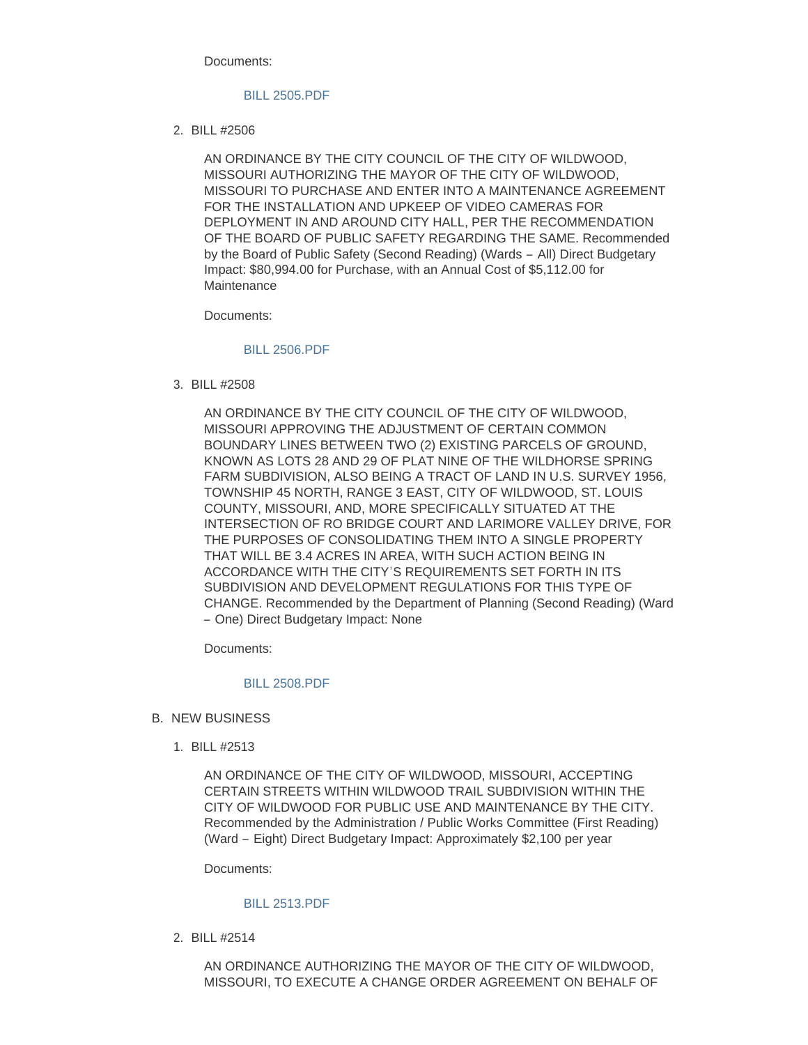Documents:

BILL 2505.PDF

2. BILL #2506

AN ORDINANCE BY THE CITY COUNCIL OF THE CITY OF WILDWOOD, MISSOURI AUTHORIZING THE MAYOR OF THE CITY OF WILDWOOD, MISSOURI TO PURCHASE AND ENTER INTO A MAINTENANCE AGREEMENT FOR THE INSTALLATION AND UPKEEP OF VIDEO CAMERAS FOR DEPLOYMENT IN AND AROUND CITY HALL, PER THE RECOMMENDATION OF THE BOARD OF PUBLIC SAFETY REGARDING THE SAME. Recommended by the Board of Public Safety (Second Reading) (Wards – All) Direct Budgetary Impact: $80,994.00 for Purchase, with an Annual Cost of $5,112.00 for Maintenance

Documents:

BILL 2506.PDF

3. BILL #2508

AN ORDINANCE BY THE CITY COUNCIL OF THE CITY OF WILDWOOD, MISSOURI APPROVING THE ADJUSTMENT OF CERTAIN COMMON BOUNDARY LINES BETWEEN TWO (2) EXISTING PARCELS OF GROUND, KNOWN AS LOTS 28 AND 29 OF PLAT NINE OF THE WILDHORSE SPRING FARM SUBDIVISION, ALSO BEING A TRACT OF LAND IN U.S. SURVEY 1956, TOWNSHIP 45 NORTH, RANGE 3 EAST, CITY OF WILDWOOD, ST. LOUIS COUNTY, MISSOURI, AND, MORE SPECIFICALLY SITUATED AT THE INTERSECTION OF RO BRIDGE COURT AND LARIMORE VALLEY DRIVE, FOR THE PURPOSES OF CONSOLIDATING THEM INTO A SINGLE PROPERTY THAT WILL BE 3.4 ACRES IN AREA, WITH SUCH ACTION BEING IN ACCORDANCE WITH THE CITY'S REQUIREMENTS SET FORTH IN ITS SUBDIVISION AND DEVELOPMENT REGULATIONS FOR THIS TYPE OF CHANGE. Recommended by the Department of Planning (Second Reading) (Ward – One) Direct Budgetary Impact: None

Documents:

BILL 2508.PDF

B. NEW BUSINESS

1. BILL #2513

AN ORDINANCE OF THE CITY OF WILDWOOD, MISSOURI, ACCEPTING CERTAIN STREETS WITHIN WILDWOOD TRAIL SUBDIVISION WITHIN THE CITY OF WILDWOOD FOR PUBLIC USE AND MAINTENANCE BY THE CITY. Recommended by the Administration / Public Works Committee (First Reading) (Ward – Eight) Direct Budgetary Impact: Approximately $2,100 per year

Documents:

BILL 2513.PDF

2. BILL #2514

AN ORDINANCE AUTHORIZING THE MAYOR OF THE CITY OF WILDWOOD, MISSOURI, TO EXECUTE A CHANGE ORDER AGREEMENT ON BEHALF OF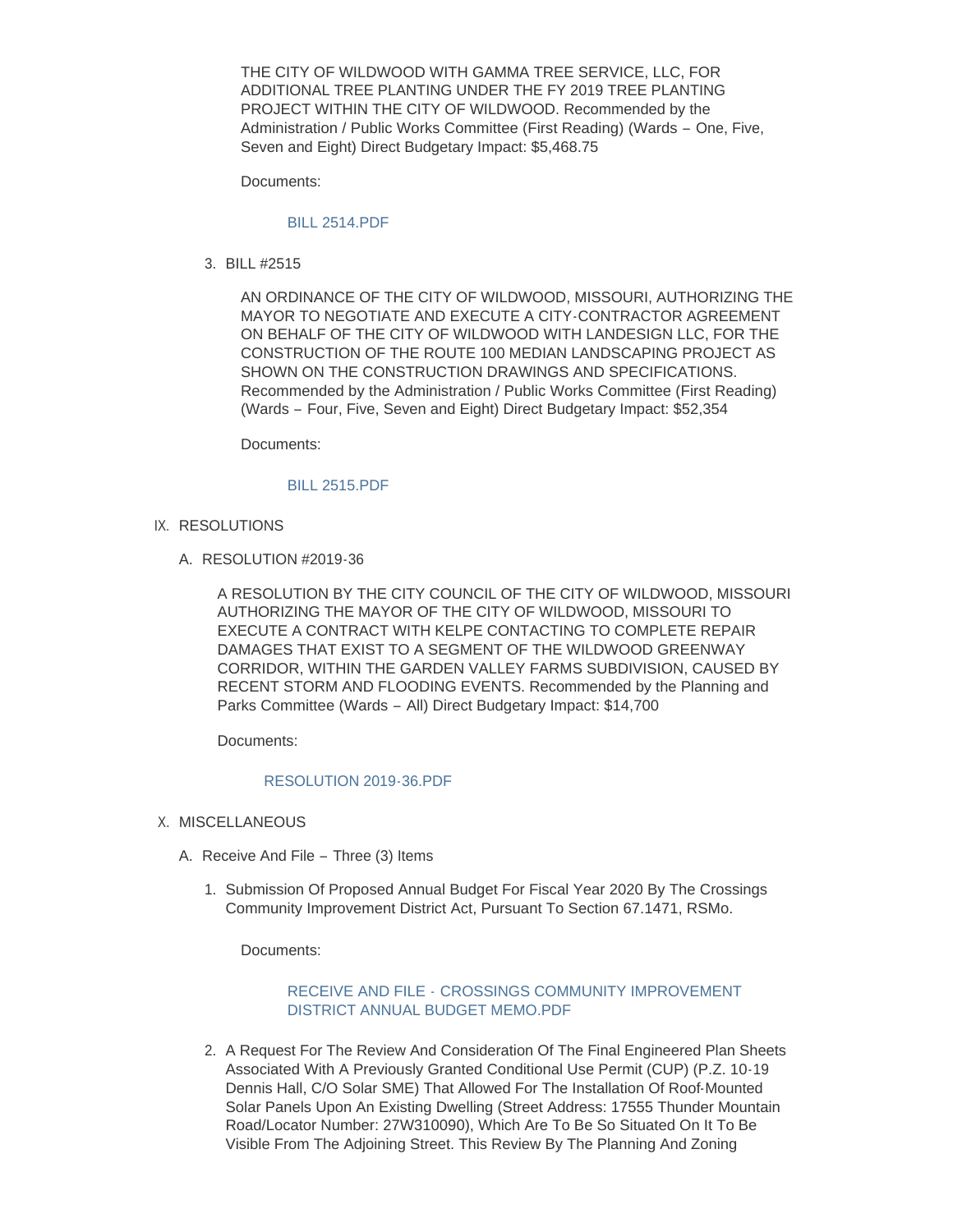THE CITY OF WILDWOOD WITH GAMMA TREE SERVICE, LLC, FOR ADDITIONAL TREE PLANTING UNDER THE FY 2019 TREE PLANTING PROJECT WITHIN THE CITY OF WILDWOOD. Recommended by the Administration / Public Works Committee (First Reading) (Wards – One, Five, Seven and Eight) Direct Budgetary Impact: $5,468.75

Documents:

BILL 2514.PDF

3. BILL #2515

AN ORDINANCE OF THE CITY OF WILDWOOD, MISSOURI, AUTHORIZING THE MAYOR TO NEGOTIATE AND EXECUTE A CITY-CONTRACTOR AGREEMENT ON BEHALF OF THE CITY OF WILDWOOD WITH LANDESIGN LLC, FOR THE CONSTRUCTION OF THE ROUTE 100 MEDIAN LANDSCAPING PROJECT AS SHOWN ON THE CONSTRUCTION DRAWINGS AND SPECIFICATIONS. Recommended by the Administration / Public Works Committee (First Reading) (Wards – Four, Five, Seven and Eight) Direct Budgetary Impact: $52,354

Documents:

BILL 2515.PDF

IX. RESOLUTIONS

A. RESOLUTION #2019-36

A RESOLUTION BY THE CITY COUNCIL OF THE CITY OF WILDWOOD, MISSOURI AUTHORIZING THE MAYOR OF THE CITY OF WILDWOOD, MISSOURI TO EXECUTE A CONTRACT WITH KELPE CONTACTING TO COMPLETE REPAIR DAMAGES THAT EXIST TO A SEGMENT OF THE WILDWOOD GREENWAY CORRIDOR, WITHIN THE GARDEN VALLEY FARMS SUBDIVISION, CAUSED BY RECENT STORM AND FLOODING EVENTS. Recommended by the Planning and Parks Committee (Wards – All) Direct Budgetary Impact: $14,700

Documents:

RESOLUTION 2019-36.PDF

X. MISCELLANEOUS

A. Receive And File – Three (3) Items

1. Submission Of Proposed Annual Budget For Fiscal Year 2020 By The Crossings Community Improvement District Act, Pursuant To Section 67.1471, RSMo.

Documents:

RECEIVE AND FILE - CROSSINGS COMMUNITY IMPROVEMENT DISTRICT ANNUAL BUDGET MEMO.PDF

2. A Request For The Review And Consideration Of The Final Engineered Plan Sheets Associated With A Previously Granted Conditional Use Permit (CUP) (P.Z. 10-19 Dennis Hall, C/O Solar SME) That Allowed For The Installation Of Roof-Mounted Solar Panels Upon An Existing Dwelling (Street Address: 17555 Thunder Mountain Road/Locator Number: 27W310090), Which Are To Be So Situated On It To Be Visible From The Adjoining Street. This Review By The Planning And Zoning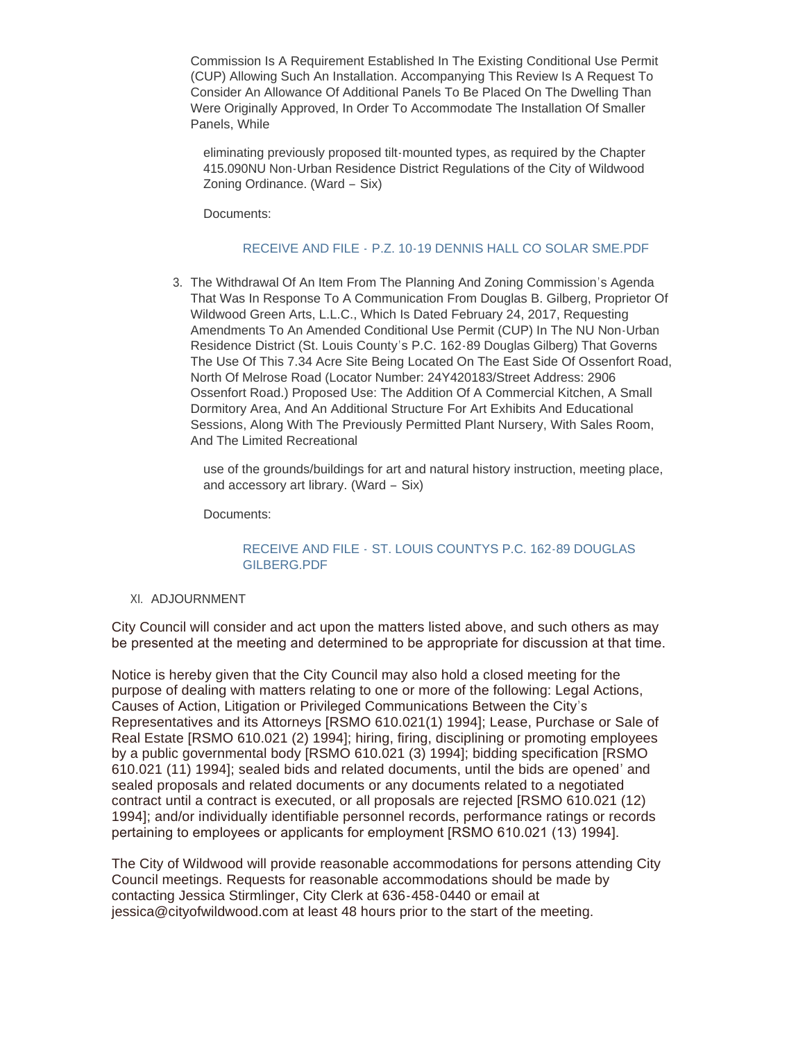Commission Is A Requirement Established In The Existing Conditional Use Permit (CUP) Allowing Such An Installation. Accompanying This Review Is A Request To Consider An Allowance Of Additional Panels To Be Placed On The Dwelling Than Were Originally Approved, In Order To Accommodate The Installation Of Smaller Panels, While

eliminating previously proposed tilt-mounted types, as required by the Chapter 415.090NU Non-Urban Residence District Regulations of the City of Wildwood Zoning Ordinance. (Ward – Six)

Documents:

RECEIVE AND FILE - P.Z. 10-19 DENNIS HALL CO SOLAR SME.PDF

3. The Withdrawal Of An Item From The Planning And Zoning Commission's Agenda That Was In Response To A Communication From Douglas B. Gilberg, Proprietor Of Wildwood Green Arts, L.L.C., Which Is Dated February 24, 2017, Requesting Amendments To An Amended Conditional Use Permit (CUP) In The NU Non-Urban Residence District (St. Louis County's P.C. 162-89 Douglas Gilberg) That Governs The Use Of This 7.34 Acre Site Being Located On The East Side Of Ossenfort Road, North Of Melrose Road (Locator Number: 24Y420183/Street Address: 2906 Ossenfort Road.) Proposed Use: The Addition Of A Commercial Kitchen, A Small Dormitory Area, And An Additional Structure For Art Exhibits And Educational Sessions, Along With The Previously Permitted Plant Nursery, With Sales Room, And The Limited Recreational

use of the grounds/buildings for art and natural history instruction, meeting place, and accessory art library. (Ward – Six)

Documents:

RECEIVE AND FILE - ST. LOUIS COUNTYS P.C. 162-89 DOUGLAS GILBERG.PDF

XI. ADJOURNMENT

City Council will consider and act upon the matters listed above, and such others as may be presented at the meeting and determined to be appropriate for discussion at that time.

Notice is hereby given that the City Council may also hold a closed meeting for the purpose of dealing with matters relating to one or more of the following: Legal Actions, Causes of Action, Litigation or Privileged Communications Between the City's Representatives and its Attorneys [RSMO 610.021(1) 1994]; Lease, Purchase or Sale of Real Estate [RSMO 610.021 (2) 1994]; hiring, firing, disciplining or promoting employees by a public governmental body [RSMO 610.021 (3) 1994]; bidding specification [RSMO 610.021 (11) 1994]; sealed bids and related documents, until the bids are opened' and sealed proposals and related documents or any documents related to a negotiated contract until a contract is executed, or all proposals are rejected [RSMO 610.021 (12) 1994]; and/or individually identifiable personnel records, performance ratings or records pertaining to employees or applicants for employment [RSMO 610.021 (13) 1994].

The City of Wildwood will provide reasonable accommodations for persons attending City Council meetings. Requests for reasonable accommodations should be made by contacting Jessica Stirmlinger, City Clerk at 636-458-0440 or email at jessica@cityofwildwood.com at least 48 hours prior to the start of the meeting.